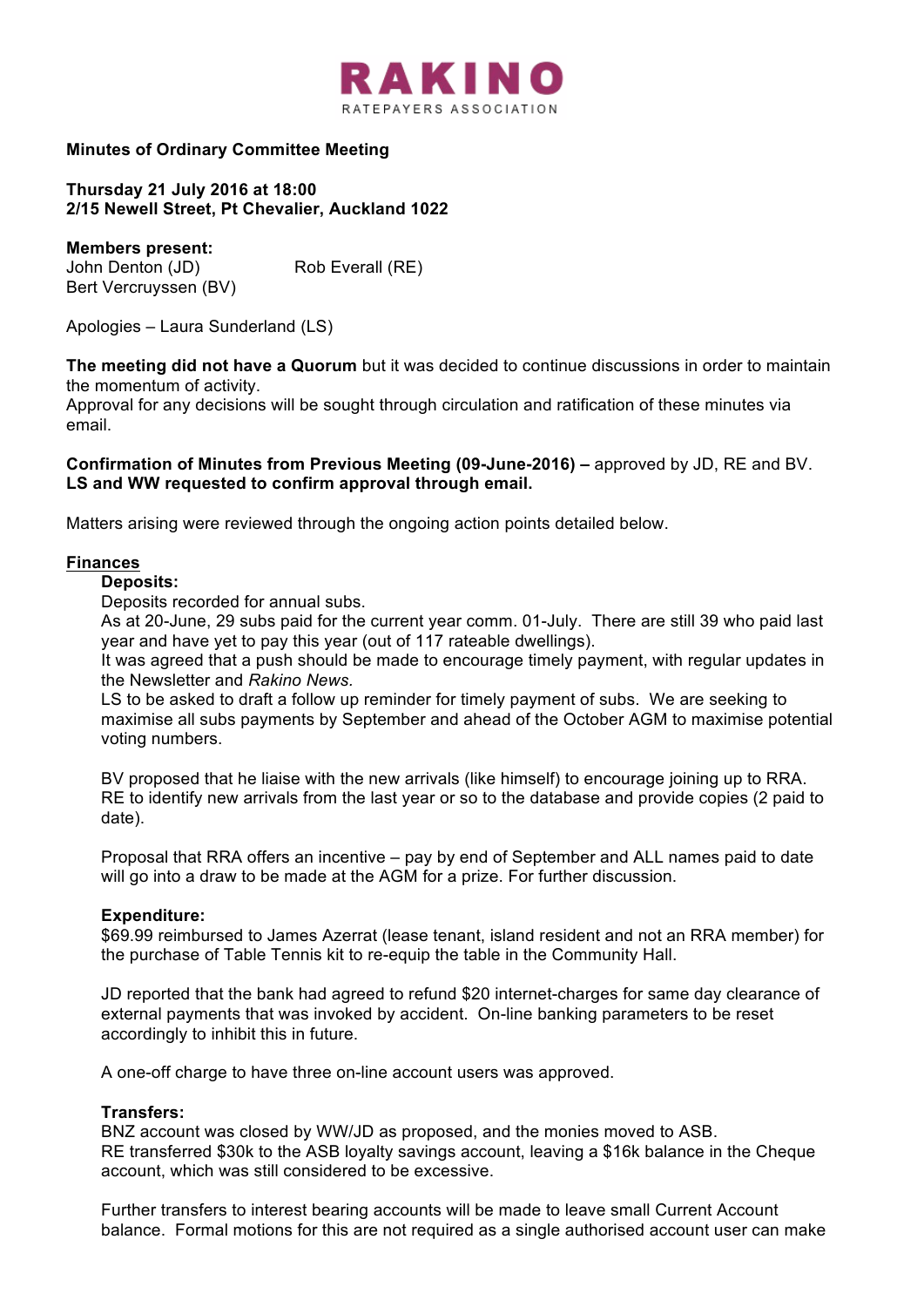# RAKINO

RATEPAYERS ASSOCIATION

**Minutes of Ordinary Committee Meeting**

**Thursday 21 July 2016 at 18:00**
**2/15 Newell Street, Pt Chevalier, Auckland 1022**

**Members present:**
John Denton (JD) Rob Everall (RE)
Bert Vercruyssen (BV)

Apologies – Laura Sunderland (LS)

**The meeting did not have a Quorum** but it was decided to continue discussions in order to maintain the momentum of activity.
Approval for any decisions will be sought through circulation and ratification of these minutes via email.

**Confirmation of Minutes from Previous Meeting (09-June-2016) –** approved by JD, RE and BV. **LS and WW requested to confirm approval through email.**

Matters arising were reviewed through the ongoing action points detailed below.

## Finances

### Deposits:

Deposits recorded for annual subs.
As at 20-June, 29 subs paid for the current year comm. 01-July. There are still 39 who paid last year and have yet to pay this year (out of 117 rateable dwellings).
It was agreed that a push should be made to encourage timely payment, with regular updates in the Newsletter and *Rakino News*.
LS to be asked to draft a follow up reminder for timely payment of subs. We are seeking to maximise all subs payments by September and ahead of the October AGM to maximise potential voting numbers.

BV proposed that he liaise with the new arrivals (like himself) to encourage joining up to RRA. RE to identify new arrivals from the last year or so to the database and provide copies (2 paid to date).

Proposal that RRA offers an incentive – pay by end of September and ALL names paid to date will go into a draw to be made at the AGM for a prize. For further discussion.

### Expenditure:

$69.99 reimbursed to James Azerrat (lease tenant, island resident and not an RRA member) for the purchase of Table Tennis kit to re-equip the table in the Community Hall.

JD reported that the bank had agreed to refund $20 internet-charges for same day clearance of external payments that was invoked by accident. On-line banking parameters to be reset accordingly to inhibit this in future.

A one-off charge to have three on-line account users was approved.

### Transfers:

BNZ account was closed by WW/JD as proposed, and the monies moved to ASB.
RE transferred $30k to the ASB loyalty savings account, leaving a $16k balance in the Cheque account, which was still considered to be excessive.

Further transfers to interest bearing accounts will be made to leave small Current Account balance. Formal motions for this are not required as a single authorised account user can make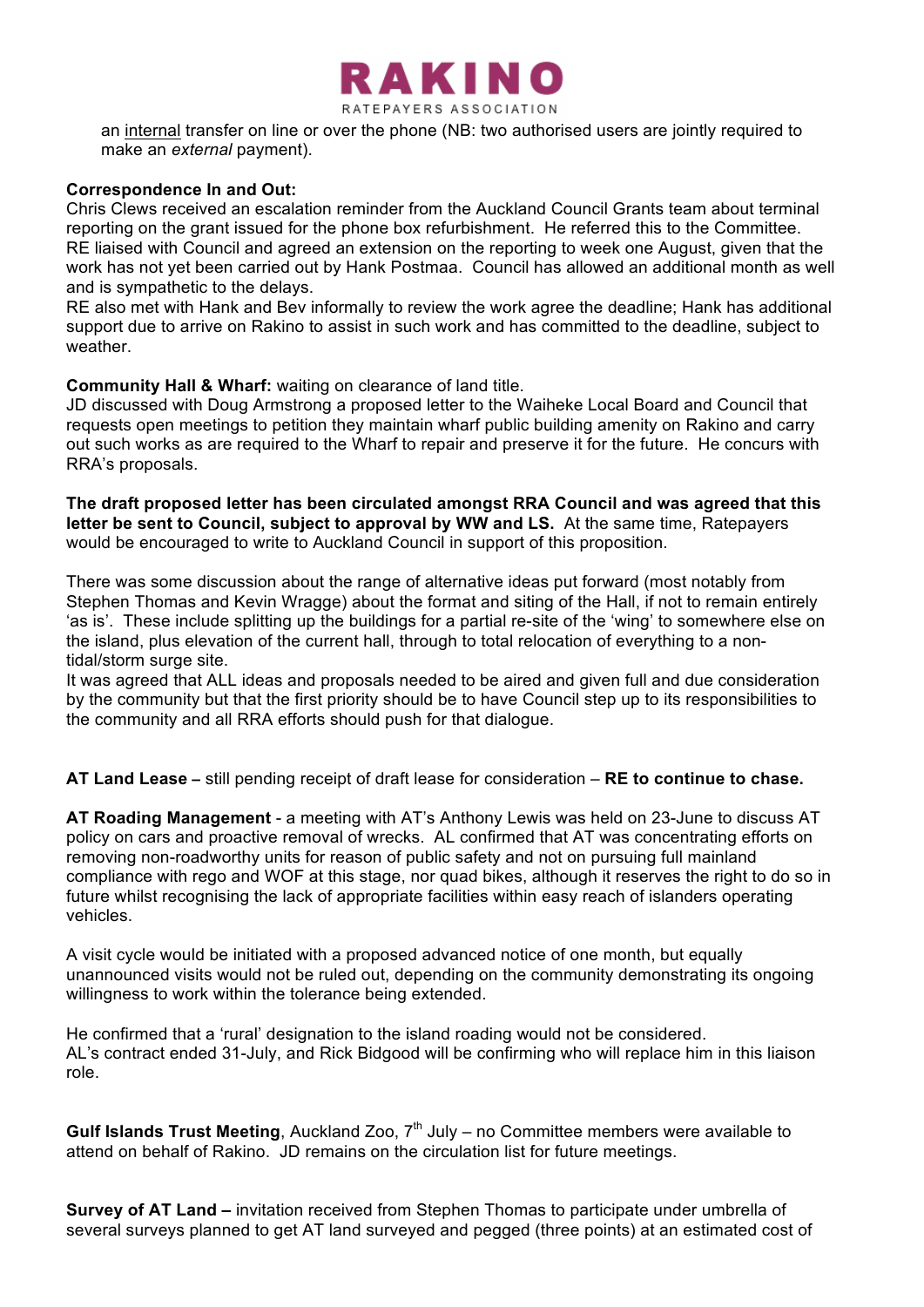an internal transfer on line or over the phone (NB: two authorised users are jointly required to make an *external* payment).

**Correspondence In and Out:**
Chris Clews received an escalation reminder from the Auckland Council Grants team about terminal reporting on the grant issued for the phone box refurbishment. He referred this to the Committee. RE liaised with Council and agreed an extension on the reporting to week one August, given that the work has not yet been carried out by Hank Postmaa. Council has allowed an additional month as well and is sympathetic to the delays.
RE also met with Hank and Bev informally to review the work agree the deadline; Hank has additional support due to arrive on Rakino to assist in such work and has committed to the deadline, subject to weather.

**Community Hall & Wharf:** waiting on clearance of land title.
JD discussed with Doug Armstrong a proposed letter to the Waiheke Local Board and Council that requests open meetings to petition they maintain wharf public building amenity on Rakino and carry out such works as are required to the Wharf to repair and preserve it for the future. He concurs with RRA's proposals.

**The draft proposed letter has been circulated amongst RRA Council and was agreed that this letter be sent to Council, subject to approval by WW and LS.** At the same time, Ratepayers would be encouraged to write to Auckland Council in support of this proposition.

There was some discussion about the range of alternative ideas put forward (most notably from Stephen Thomas and Kevin Wragge) about the format and siting of the Hall, if not to remain entirely 'as is'. These include splitting up the buildings for a partial re-site of the 'wing' to somewhere else on the island, plus elevation of the current hall, through to total relocation of everything to a non-tidal/storm surge site.
It was agreed that ALL ideas and proposals needed to be aired and given full and due consideration by the community but that the first priority should be to have Council step up to its responsibilities to the community and all RRA efforts should push for that dialogue.

**AT Land Lease –** still pending receipt of draft lease for consideration – **RE to continue to chase.**

**AT Roading Management** - a meeting with AT's Anthony Lewis was held on 23-June to discuss AT policy on cars and proactive removal of wrecks. AL confirmed that AT was concentrating efforts on removing non-roadworthy units for reason of public safety and not on pursuing full mainland compliance with rego and WOF at this stage, nor quad bikes, although it reserves the right to do so in future whilst recognising the lack of appropriate facilities within easy reach of islanders operating vehicles.

A visit cycle would be initiated with a proposed advanced notice of one month, but equally unannounced visits would not be ruled out, depending on the community demonstrating its ongoing willingness to work within the tolerance being extended.

He confirmed that a 'rural' designation to the island roading would not be considered.
AL's contract ended 31-July, and Rick Bidgood will be confirming who will replace him in this liaison role.

**Gulf Islands Trust Meeting**, Auckland Zoo, 7th July – no Committee members were available to attend on behalf of Rakino. JD remains on the circulation list for future meetings.

**Survey of AT Land –** invitation received from Stephen Thomas to participate under umbrella of several surveys planned to get AT land surveyed and pegged (three points) at an estimated cost of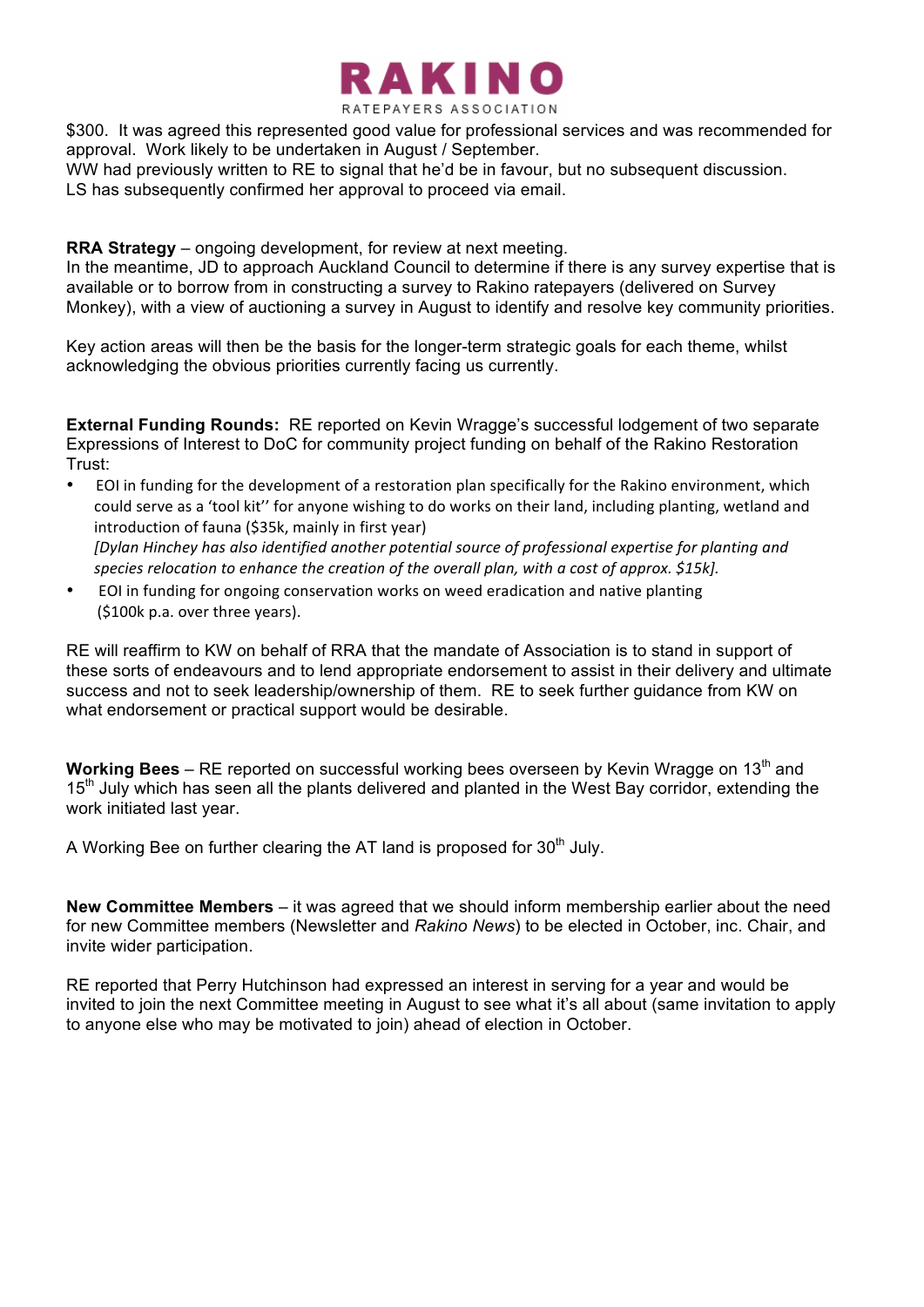$300. It was agreed this represented good value for professional services and was recommended for approval. Work likely to be undertaken in August / September.
WW had previously written to RE to signal that he'd be in favour, but no subsequent discussion.
LS has subsequently confirmed her approval to proceed via email.

**RRA Strategy** – ongoing development, for review at next meeting.
In the meantime, JD to approach Auckland Council to determine if there is any survey expertise that is available or to borrow from in constructing a survey to Rakino ratepayers (delivered on Survey Monkey), with a view of auctioning a survey in August to identify and resolve key community priorities.

Key action areas will then be the basis for the longer-term strategic goals for each theme, whilst acknowledging the obvious priorities currently facing us currently.

**External Funding Rounds:** RE reported on Kevin Wragge's successful lodgement of two separate Expressions of Interest to DoC for community project funding on behalf of the Rakino Restoration Trust:

- EOI in funding for the development of a restoration plan specifically for the Rakino environment, which could serve as a 'tool kit'' for anyone wishing to do works on their land, including planting, wetland and introduction of fauna ($35k, mainly in first year)
  *[Dylan Hinchey has also identified another potential source of professional expertise for planting and species relocation to enhance the creation of the overall plan, with a cost of approx. $15k].*
- EOI in funding for ongoing conservation works on weed eradication and native planting ($100k p.a. over three years).

RE will reaffirm to KW on behalf of RRA that the mandate of Association is to stand in support of these sorts of endeavours and to lend appropriate endorsement to assist in their delivery and ultimate success and not to seek leadership/ownership of them. RE to seek further guidance from KW on what endorsement or practical support would be desirable.

**Working Bees** – RE reported on successful working bees overseen by Kevin Wragge on 13th and 15th July which has seen all the plants delivered and planted in the West Bay corridor, extending the work initiated last year.

A Working Bee on further clearing the AT land is proposed for 30th July.

**New Committee Members** – it was agreed that we should inform membership earlier about the need for new Committee members (Newsletter and *Rakino News*) to be elected in October, inc. Chair, and invite wider participation.

RE reported that Perry Hutchinson had expressed an interest in serving for a year and would be invited to join the next Committee meeting in August to see what it's all about (same invitation to apply to anyone else who may be motivated to join) ahead of election in October.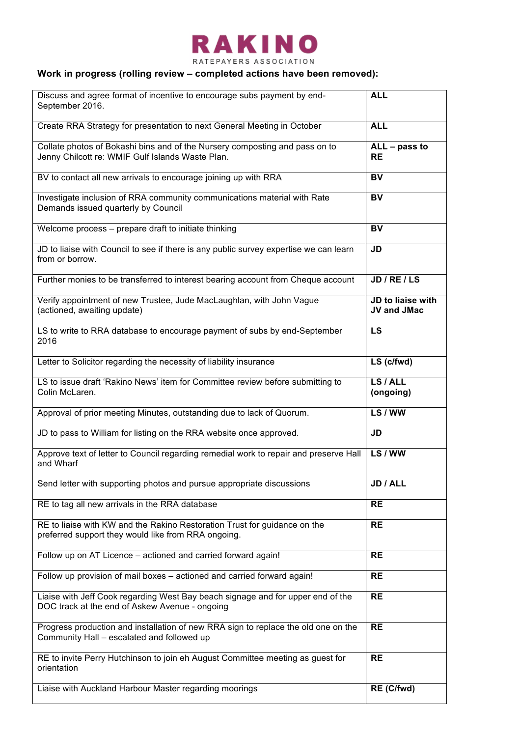# RAKINO

RATEPAYERS ASSOCIATION

**Work in progress (rolling review – completed actions have been removed):**

| | |
|---|---|
| Discuss and agree format of incentive to encourage subs payment by end-September 2016. | **ALL** |
| Create RRA Strategy for presentation to next General Meeting in October | **ALL** |
| Collate photos of Bokashi bins and of the Nursery composting and pass on to Jenny Chilcott re: WMIF Gulf Islands Waste Plan. | **ALL – pass to RE** |
| BV to contact all new arrivals to encourage joining up with RRA | **BV** |
| Investigate inclusion of RRA community communications material with Rate Demands issued quarterly by Council | **BV** |
| Welcome process – prepare draft to initiate thinking | **BV** |
| JD to liaise with Council to see if there is any public survey expertise we can learn from or borrow. | **JD** |
| Further monies to be transferred to interest bearing account from Cheque account | **JD / RE / LS** |
| Verify appointment of new Trustee, Jude MacLaughlan, with John Vague (actioned, awaiting update) | **JD to liaise with JV and JMac** |
| LS to write to RRA database to encourage payment of subs by end-September 2016 | **LS** |
| Letter to Solicitor regarding the necessity of liability insurance | **LS (c/fwd)** |
| LS to issue draft 'Rakino News' item for Committee review before submitting to Colin McLaren. | **LS / ALL (ongoing)** |
| Approval of prior meeting Minutes, outstanding due to lack of Quorum.<br><br>JD to pass to William for listing on the RRA website once approved. | **LS / WW**<br><br>**JD** |
| Approve text of letter to Council regarding remedial work to repair and preserve Hall and Wharf<br><br>Send letter with supporting photos and pursue appropriate discussions | **LS / WW**<br><br>**JD / ALL** |
| RE to tag all new arrivals in the RRA database | **RE** |
| RE to liaise with KW and the Rakino Restoration Trust for guidance on the preferred support they would like from RRA ongoing. | **RE** |
| Follow up on AT Licence – actioned and carried forward again! | **RE** |
| Follow up provision of mail boxes – actioned and carried forward again! | **RE** |
| Liaise with Jeff Cook regarding West Bay beach signage and for upper end of the DOC track at the end of Askew Avenue - ongoing | **RE** |
| Progress production and installation of new RRA sign to replace the old one on the Community Hall – escalated and followed up | **RE** |
| RE to invite Perry Hutchinson to join eh August Committee meeting as guest for orientation | **RE** |
| Liaise with Auckland Harbour Master regarding moorings | **RE (C/fwd)** |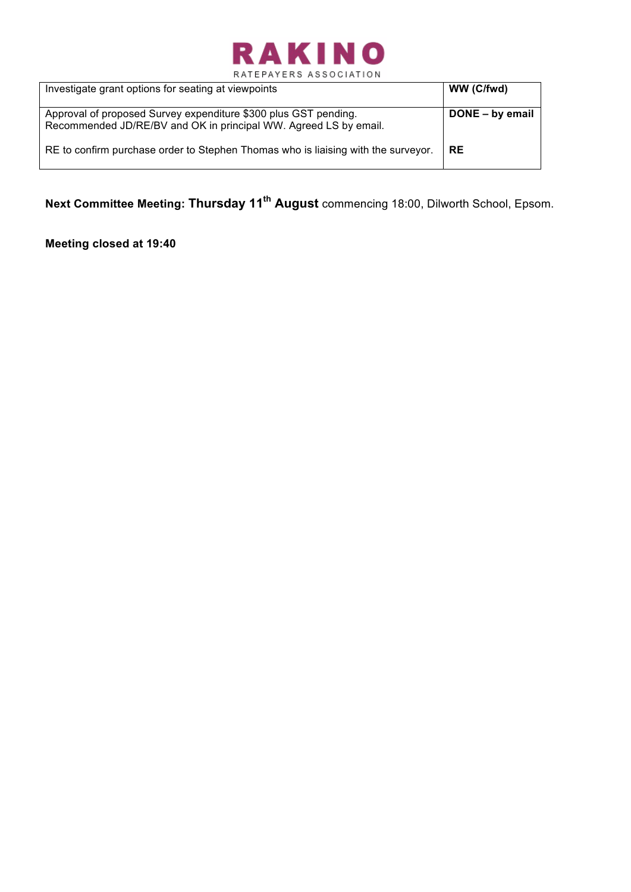| | |
|---|---|
| Investigate grant options for seating at viewpoints | **WW (C/fwd)** |
| Approval of proposed Survey expenditure $300 plus GST pending.<br>Recommended JD/RE/BV and OK in principal WW. Agreed LS by email. | **DONE – by email** |
| RE to confirm purchase order to Stephen Thomas who is liaising with the surveyor. | **RE** |

**Next Committee Meeting: Thursday 11th August** commencing 18:00, Dilworth School, Epsom.

**Meeting closed at 19:40**